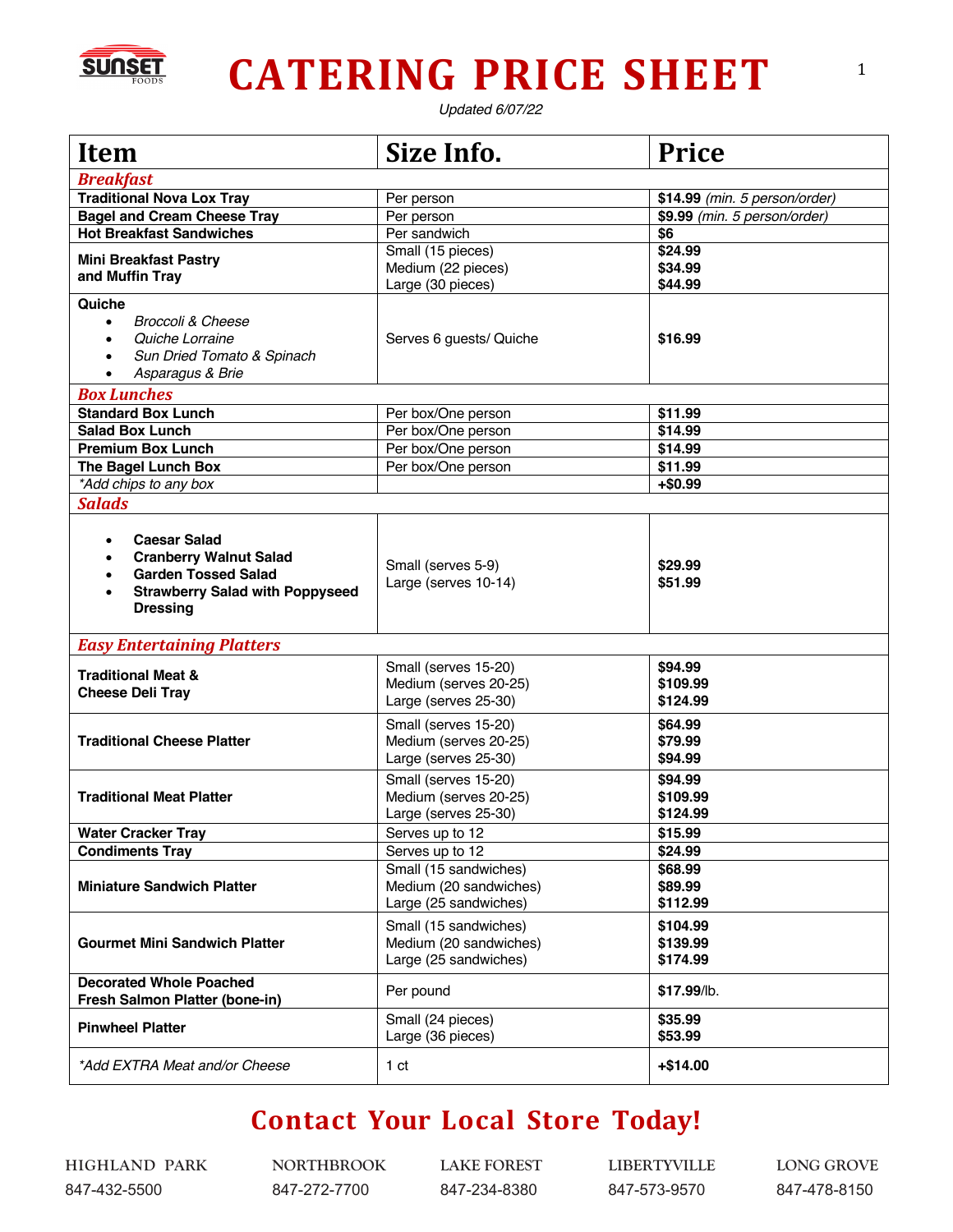# CATERING PRICE SHEET

*Updated 6/07/22*

| Item | Size Info. | Price |
|---|---|---|
| ***Breakfast*** | | |
| **Traditional Nova Lox Tray** | Per person | **$14.99** *(min. 5 person/order)* |
| **Bagel and Cream Cheese Tray** | Per person | **$9.99** *(min. 5 person/order)* |
| **Hot Breakfast Sandwiches** | Per sandwich | **$6** |
| **Mini Breakfast Pastry and Muffin Tray** | Small (15 pieces)<br>Medium (22 pieces)<br>Large (30 pieces) | **$24.99**<br>**$34.99**<br>**$44.99** |
| **Quiche**<br>• *Broccoli & Cheese*<br>• *Quiche Lorraine*<br>• *Sun Dried Tomato & Spinach*<br>• *Asparagus & Brie* | Serves 6 guests/ Quiche | **$16.99** |
| ***Box Lunches*** | | |
| **Standard Box Lunch** | Per box/One person | **$11.99** |
| **Salad Box Lunch** | Per box/One person | **$14.99** |
| **Premium Box Lunch** | Per box/One person | **$14.99** |
| **The Bagel Lunch Box** | Per box/One person | **$11.99** |
| *\*Add chips to any box* | | **+$0.99** |
| ***Salads*** | | |
| • **Caesar Salad**<br>• **Cranberry Walnut Salad**<br>• **Garden Tossed Salad**<br>• **Strawberry Salad with Poppyseed Dressing** | Small (serves 5-9)<br>Large (serves 10-14) | **$29.99**<br>**$51.99** |
| ***Easy Entertaining Platters*** | | |
| **Traditional Meat & Cheese Deli Tray** | Small (serves 15-20)<br>Medium (serves 20-25)<br>Large (serves 25-30) | **$94.99**<br>**$109.99**<br>**$124.99** |
| **Traditional Cheese Platter** | Small (serves 15-20)<br>Medium (serves 20-25)<br>Large (serves 25-30) | **$64.99**<br>**$79.99**<br>**$94.99** |
| **Traditional Meat Platter** | Small (serves 15-20)<br>Medium (serves 20-25)<br>Large (serves 25-30) | **$94.99**<br>**$109.99**<br>**$124.99** |
| **Water Cracker Tray** | Serves up to 12 | **$15.99** |
| **Condiments Tray** | Serves up to 12 | **$24.99** |
| **Miniature Sandwich Platter** | Small (15 sandwiches)<br>Medium (20 sandwiches)<br>Large (25 sandwiches) | **$68.99**<br>**$89.99**<br>**$112.99** |
| **Gourmet Mini Sandwich Platter** | Small (15 sandwiches)<br>Medium (20 sandwiches)<br>Large (25 sandwiches) | **$104.99**<br>**$139.99**<br>**$174.99** |
| **Decorated Whole Poached Fresh Salmon Platter (bone-in)** | Per pound | **$17.99**/lb. |
| **Pinwheel Platter** | Small (24 pieces)<br>Large (36 pieces) | **$35.99**<br>**$53.99** |
| *\*Add EXTRA Meat and/or Cheese* | 1 ct | **+$14.00** |

## Contact Your Local Store Today!

| HIGHLAND PARK | NORTHBROOK | LAKE FOREST | LIBERTYVILLE | LONG GROVE |
|---|---|---|---|---|
| 847-432-5500 | 847-272-7700 | 847-234-8380 | 847-573-9570 | 847-478-8150 |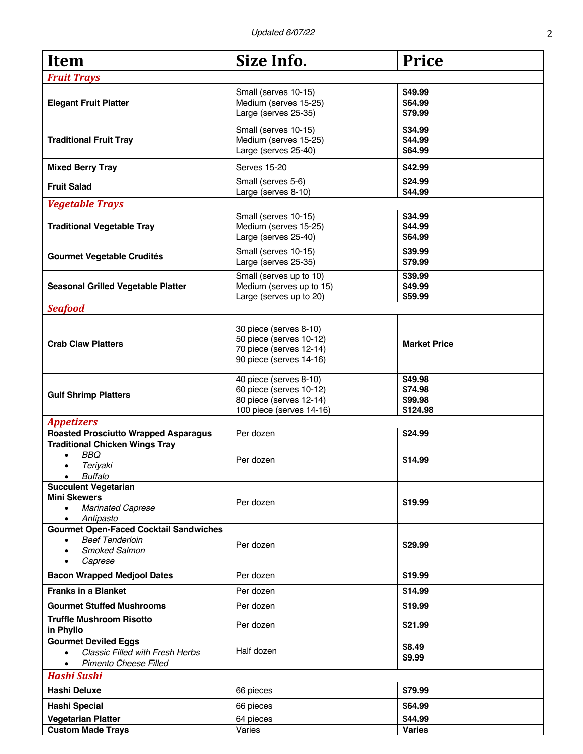Updated 6/07/22

| Item | Size Info. | Price |
| --- | --- | --- |
| ***Fruit Trays*** | | |
| **Elegant Fruit Platter** | Small (serves 10-15)<br>Medium (serves 15-25)<br>Large (serves 25-35) | **$49.99**<br>**$64.99**<br>**$79.99** |
| **Traditional Fruit Tray** | Small (serves 10-15)<br>Medium (serves 15-25)<br>Large (serves 25-40) | **$34.99**<br>**$44.99**<br>**$64.99** |
| **Mixed Berry Tray** | Serves 15-20 | **$42.99** |
| **Fruit Salad** | Small (serves 5-6)<br>Large (serves 8-10) | **$24.99**<br>**$44.99** |
| ***Vegetable Trays*** | | |
| **Traditional Vegetable Tray** | Small (serves 10-15)<br>Medium (serves 15-25)<br>Large (serves 25-40) | **$34.99**<br>**$44.99**<br>**$64.99** |
| **Gourmet Vegetable Crudités** | Small (serves 10-15)<br>Large (serves 25-35) | **$39.99**<br>**$79.99** |
| **Seasonal Grilled Vegetable Platter** | Small (serves up to 10)<br>Medium (serves up to 15)<br>Large (serves up to 20) | **$39.99**<br>**$49.99**<br>**$59.99** |
| ***Seafood*** | | |
| **Crab Claw Platters** | 30 piece (serves 8-10)<br>50 piece (serves 10-12)<br>70 piece (serves 12-14)<br>90 piece (serves 14-16) | **Market Price** |
| **Gulf Shrimp Platters** | 40 piece (serves 8-10)<br>60 piece (serves 10-12)<br>80 piece (serves 12-14)<br>100 piece (serves 14-16) | **$49.98**<br>**$74.98**<br>**$99.98**<br>**$124.98** |
| ***Appetizers*** | | |
| **Roasted Prosciutto Wrapped Asparagus** | Per dozen | **$24.99** |
| **Traditional Chicken Wings Tray**<br>• *BBQ*<br>• *Teriyaki*<br>• *Buffalo* | Per dozen | **$14.99** |
| **Succulent Vegetarian Mini Skewers**<br>• *Marinated Caprese*<br>• *Antipasto* | Per dozen | **$19.99** |
| **Gourmet Open-Faced Cocktail Sandwiches**<br>• *Beef Tenderloin*<br>• *Smoked Salmon*<br>• *Caprese* | Per dozen | **$29.99** |
| **Bacon Wrapped Medjool Dates** | Per dozen | **$19.99** |
| **Franks in a Blanket** | Per dozen | **$14.99** |
| **Gourmet Stuffed Mushrooms** | Per dozen | **$19.99** |
| **Truffle Mushroom Risotto in Phyllo** | Per dozen | **$21.99** |
| **Gourmet Deviled Eggs**<br>• *Classic Filled with Fresh Herbs*<br>• *Pimento Cheese Filled* | Half dozen | **$8.49**<br>**$9.99** |
| ***Hashi Sushi*** | | |
| **Hashi Deluxe** | 66 pieces | **$79.99** |
| **Hashi Special** | 66 pieces | **$64.99** |
| **Vegetarian Platter** | 64 pieces | **$44.99** |
| **Custom Made Trays** | Varies | **Varies** |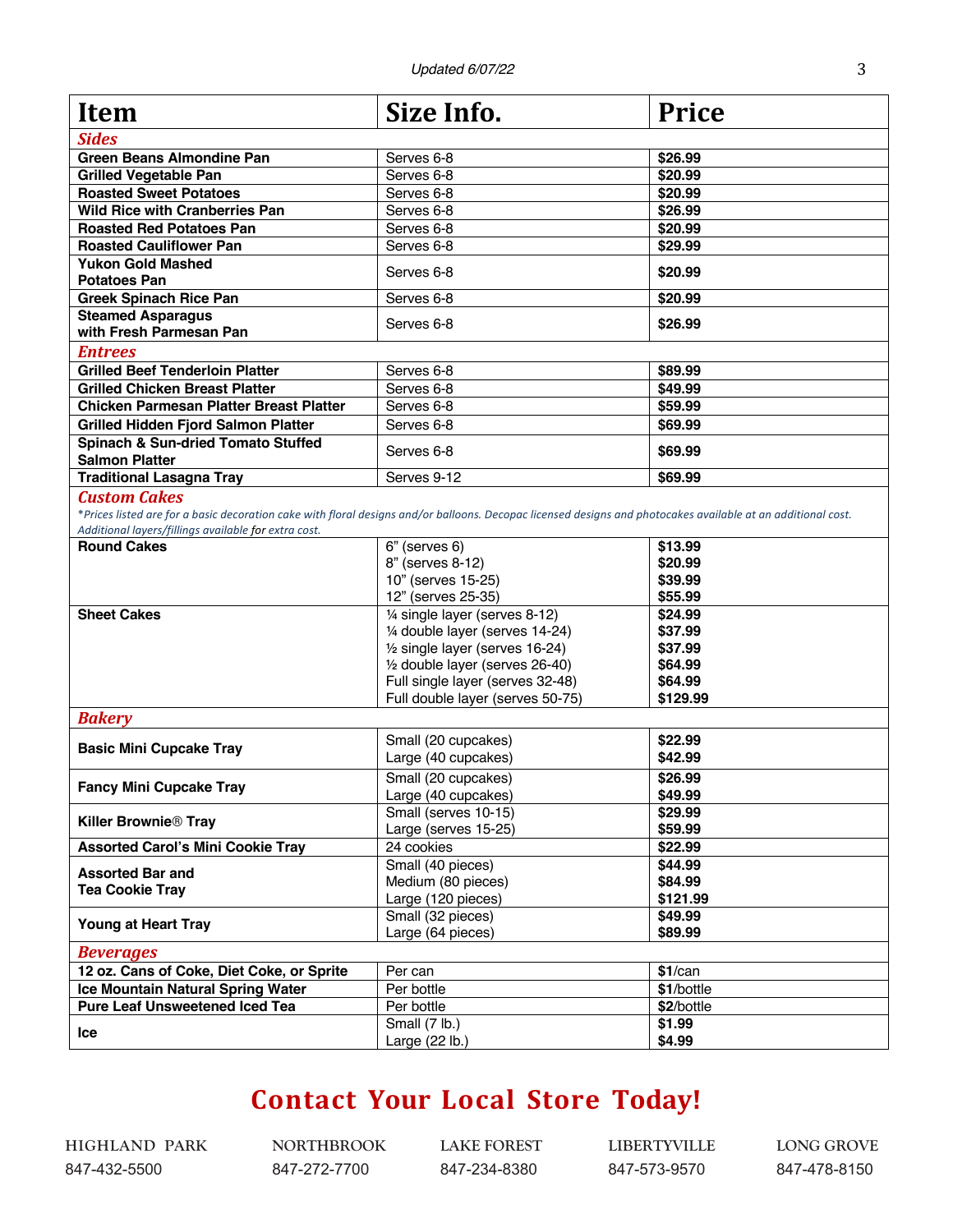*Updated 6/07/22*

| Item | Size Info. | Price |
|---|---|---|
| ***Sides*** | | |
| **Green Beans Almondine Pan** | Serves 6-8 | **$26.99** |
| **Grilled Vegetable Pan** | Serves 6-8 | **$20.99** |
| **Roasted Sweet Potatoes** | Serves 6-8 | **$20.99** |
| **Wild Rice with Cranberries Pan** | Serves 6-8 | **$26.99** |
| **Roasted Red Potatoes Pan** | Serves 6-8 | **$20.99** |
| **Roasted Cauliflower Pan** | Serves 6-8 | **$29.99** |
| **Yukon Gold Mashed Potatoes Pan** | Serves 6-8 | **$20.99** |
| **Greek Spinach Rice Pan** | Serves 6-8 | **$20.99** |
| **Steamed Asparagus with Fresh Parmesan Pan** | Serves 6-8 | **$26.99** |
| ***Entrees*** | | |
| **Grilled Beef Tenderloin Platter** | Serves 6-8 | **$89.99** |
| **Grilled Chicken Breast Platter** | Serves 6-8 | **$49.99** |
| **Chicken Parmesan Platter Breast Platter** | Serves 6-8 | **$59.99** |
| **Grilled Hidden Fjord Salmon Platter** | Serves 6-8 | **$69.99** |
| **Spinach & Sun-dried Tomato Stuffed Salmon Platter** | Serves 6-8 | **$69.99** |
| **Traditional Lasagna Tray** | Serves 9-12 | **$69.99** |
| ***Custom Cakes*** *\*Prices listed are for a basic decoration cake with floral designs and/or balloons. Decopac licensed designs and photocakes available at an additional cost. Additional layers/fillings available for extra cost.* | | |
| **Round Cakes** | 6" (serves 6)<br>8" (serves 8-12)<br>10" (serves 15-25)<br>12" (serves 25-35) | **$13.99**<br>**$20.99**<br>**$39.99**<br>**$55.99** |
| **Sheet Cakes** | ¼ single layer (serves 8-12)<br>¼ double layer (serves 14-24)<br>½ single layer (serves 16-24)<br>½ double layer (serves 26-40)<br>Full single layer (serves 32-48)<br>Full double layer (serves 50-75) | **$24.99**<br>**$37.99**<br>**$37.99**<br>**$64.99**<br>**$64.99**<br>**$129.99** |
| ***Bakery*** | | |
| **Basic Mini Cupcake Tray** | Small (20 cupcakes)<br>Large (40 cupcakes) | **$22.99**<br>**$42.99** |
| **Fancy Mini Cupcake Tray** | Small (20 cupcakes)<br>Large (40 cupcakes) | **$26.99**<br>**$49.99** |
| **Killer Brownie® Tray** | Small (serves 10-15)<br>Large (serves 15-25) | **$29.99**<br>**$59.99** |
| **Assorted Carol's Mini Cookie Tray** | 24 cookies | **$22.99** |
| **Assorted Bar and Tea Cookie Tray** | Small (40 pieces)<br>Medium (80 pieces)<br>Large (120 pieces) | **$44.99**<br>**$84.99**<br>**$121.99** |
| **Young at Heart Tray** | Small (32 pieces)<br>Large (64 pieces) | **$49.99**<br>**$89.99** |
| ***Beverages*** | | |
| **12 oz. Cans of Coke, Diet Coke, or Sprite** | Per can | **$1**/can |
| **Ice Mountain Natural Spring Water** | Per bottle | **$1**/bottle |
| **Pure Leaf Unsweetened Iced Tea** | Per bottle | **$2**/bottle |
| **Ice** | Small (7 lb.)<br>Large (22 lb.) | **$1.99**<br>**$4.99** |

## Contact Your Local Store Today!

| HIGHLAND PARK | NORTHBROOK | LAKE FOREST | LIBERTYVILLE | LONG GROVE |
|---|---|---|---|---|
| 847-432-5500 | 847-272-7700 | 847-234-8380 | 847-573-9570 | 847-478-8150 |